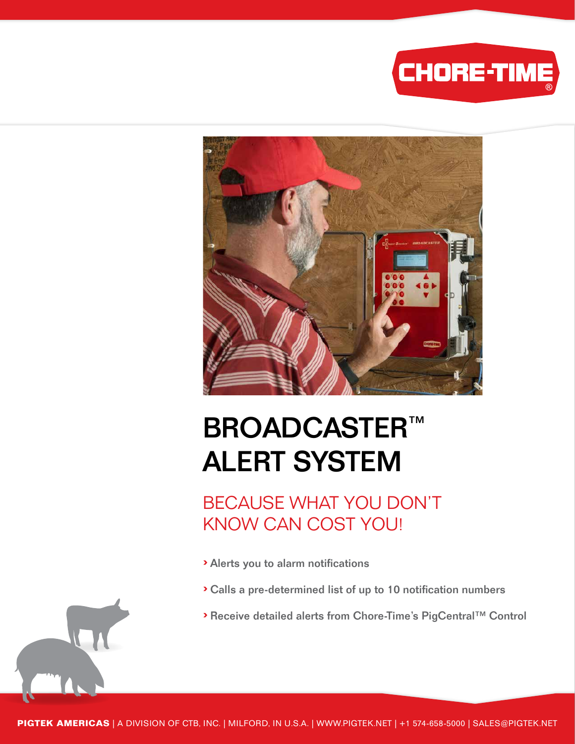CHORE-TIME®

# BROADCASTER™ ALERT SYSTEM

## BECAUSE WHAT YOU DON'T KNOW CAN COST YOU!

- Alerts you to alarm notifications
- Calls a pre-determined list of up to 10 notification numbers
- Receive detailed alerts from Chore-Time's PigCentral™ Control

**PIGTEK AMERICAS** | A DIVISION OF CTB, INC. | MILFORD, IN U.S.A. | WWW.PIGTEK.NET | +1 574-658-5000 | SALES@PIGTEK.NET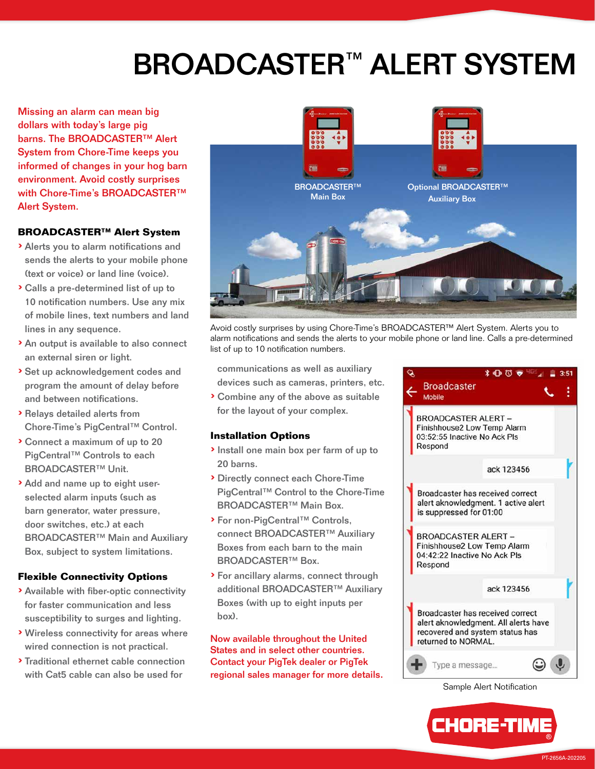# BROADCASTER™ ALERT SYSTEM

Missing an alarm can mean big dollars with today's large pig barns. The BROADCASTER™ Alert System from Chore-Time keeps you informed of changes in your hog barn environment. Avoid costly surprises with Chore-Time's BROADCASTER™ Alert System.

### BROADCASTER™ Alert System

- Alerts you to alarm notifications and sends the alerts to your mobile phone (text or voice) or land line (voice).
- Calls a pre-determined list of up to 10 notification numbers. Use any mix of mobile lines, text numbers and land lines in any sequence.
- An output is available to also connect an external siren or light.
- Set up acknowledgement codes and program the amount of delay before and between notifications.
- Relays detailed alerts from Chore-Time's PigCentral™ Control.
- Connect a maximum of up to 20 PigCentral™ Controls to each BROADCASTER™ Unit.
- Add and name up to eight user-selected alarm inputs (such as barn generator, water pressure, door switches, etc.) at each BROADCASTER™ Main and Auxiliary Box, subject to system limitations.

### Flexible Connectivity Options

- Available with fiber-optic connectivity for faster communication and less susceptibility to surges and lighting.
- Wireless connectivity for areas where wired connection is not practical.
- Traditional ethernet cable connection with Cat5 cable can also be used for communications as well as auxiliary devices such as cameras, printers, etc.
- Combine any of the above as suitable for the layout of your complex.

BROADCASTER™ Main Box

Optional BROADCASTER™ Auxiliary Box

Avoid costly surprises by using Chore-Time's BROADCASTER™ Alert System. Alerts you to alarm notifications and sends the alerts to your mobile phone or land line. Calls a pre-determined list of up to 10 notification numbers.

### Installation Options

- Install one main box per farm of up to 20 barns.
- Directly connect each Chore-Time PigCentral™ Control to the Chore-Time BROADCASTER™ Main Box.
- For non-PigCentral™ Controls, connect BROADCASTER™ Auxiliary Boxes from each barn to the main BROADCASTER™ Box.
- For ancillary alarms, connect through additional BROADCASTER™ Auxiliary Boxes (with up to eight inputs per box).

Now available throughout the United States and in select other countries. Contact your PigTek dealer or PigTek regional sales manager for more details.

Broadcaster
Mobile

BROADCASTER ALERT – Finishhouse2 Low Temp Alarm 03:52:55 Inactive No Ack Pls Respond

ack 123456

Broadcaster has received correct alert aknowledgment. 1 active alert is suppressed for 01:00

BROADCASTER ALERT – Finishhouse2 Low Temp Alarm 04:42:22 Inactive No Ack Pls Respond

ack 123456

Broadcaster has received correct alert aknowledgment. All alerts have recovered and system status has returned to NORMAL.

Type a message...

Sample Alert Notification

CHORE-TIME®

PT-2656A-202205